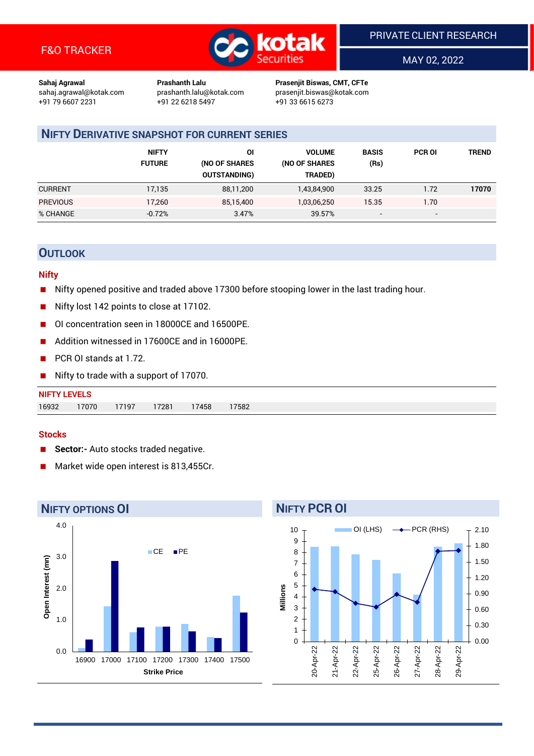F&O TRACKER

PRIVATE CLIENT RESEARCH

MAY 02, 2022

| Sahaj Agrawal | Prashanth Lalu | Prasenjit Biswas, CMT, CFTe |
|---|---|---|
| sahaj.agrawal@kotak.com | prashanth.lalu@kotak.com | prasenjit.biswas@kotak.com |
| +91 79 6607 2231 | +91 22 6218 5497 | +91 33 6615 6273 |

## NIFTY DERIVATIVE SNAPSHOT FOR CURRENT SERIES

| | NIFTY FUTURE | OI (NO OF SHARES OUTSTANDING) | VOLUME (NO OF SHARES TRADED) | BASIS (Rs) | PCR OI | TREND |
|---|---|---|---|---|---|---|
| CURRENT | 17,135 | 88,11,200 | 1,43,84,900 | 33.25 | 1.72 | 17070 |
| PREVIOUS | 17,260 | 85,15,400 | 1,03,06,250 | 15.35 | 1.70 | |
| % CHANGE | -0.72% | 3.47% | 39.57% | - | - | |

## OUTLOOK

### Nifty

- Nifty opened positive and traded above 17300 before stooping lower in the last trading hour.
- Nifty lost 142 points to close at 17102.
- OI concentration seen in 18000CE and 16500PE.
- Addition witnessed in 17600CE and in 16000PE.
- PCR OI stands at 1.72.
- Nifty to trade with a support of 17070.

**NIFTY LEVELS**

| 16932 | 17070 | 17197 | 17281 | 17458 | 17582 |
|---|---|---|---|---|---|

### Stocks

- **Sector:-** Auto stocks traded negative.
- Market wide open interest is 813,455Cr.

## NIFTY OPTIONS OI

## NIFTY PCR OI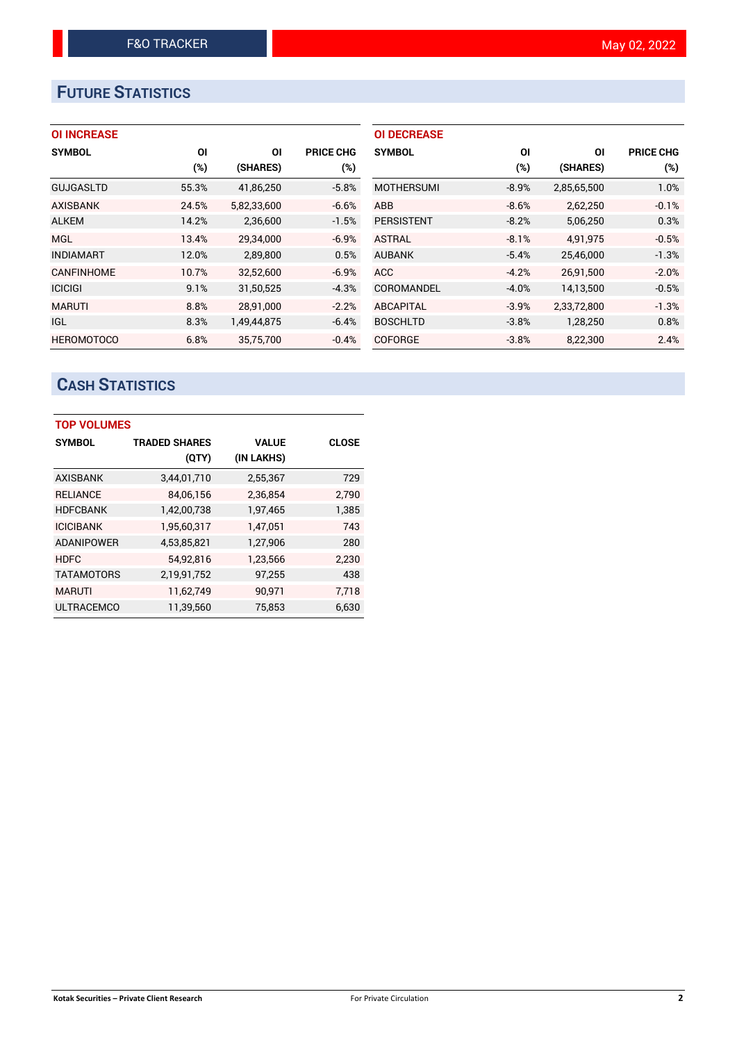## FUTURE STATISTICS

### OI INCREASE

| SYMBOL | OI (%) | OI (SHARES) | PRICE CHG (%) |
|---|---|---|---|
| GUJGASLTD | 55.3% | 41,86,250 | -5.8% |
| AXISBANK | 24.5% | 5,82,33,600 | -6.6% |
| ALKEM | 14.2% | 2,36,600 | -1.5% |
| MGL | 13.4% | 29,34,000 | -6.9% |
| INDIAMART | 12.0% | 2,89,800 | 0.5% |
| CANFINHOME | 10.7% | 32,52,600 | -6.9% |
| ICICIGI | 9.1% | 31,50,525 | -4.3% |
| MARUTI | 8.8% | 28,91,000 | -2.2% |
| IGL | 8.3% | 1,49,44,875 | -6.4% |
| HEROMOTOCO | 6.8% | 35,75,700 | -0.4% |

### OI DECREASE

| SYMBOL | OI (%) | OI (SHARES) | PRICE CHG (%) |
|---|---|---|---|
| MOTHERSUMI | -8.9% | 2,85,65,500 | 1.0% |
| ABB | -8.6% | 2,62,250 | -0.1% |
| PERSISTENT | -8.2% | 5,06,250 | 0.3% |
| ASTRAL | -8.1% | 4,91,975 | -0.5% |
| AUBANK | -5.4% | 25,46,000 | -1.3% |
| ACC | -4.2% | 26,91,500 | -2.0% |
| COROMANDEL | -4.0% | 14,13,500 | -0.5% |
| ABCAPITAL | -3.9% | 2,33,72,800 | -1.3% |
| BOSCHLTD | -3.8% | 1,28,250 | 0.8% |
| COFORGE | -3.8% | 8,22,300 | 2.4% |

## CASH STATISTICS

### TOP VOLUMES

| SYMBOL | TRADED SHARES (QTY) | VALUE (IN LAKHS) | CLOSE |
|---|---|---|---|
| AXISBANK | 3,44,01,710 | 2,55,367 | 729 |
| RELIANCE | 84,06,156 | 2,36,854 | 2,790 |
| HDFCBANK | 1,42,00,738 | 1,97,465 | 1,385 |
| ICICIBANK | 1,95,60,317 | 1,47,051 | 743 |
| ADANIPOWER | 4,53,85,821 | 1,27,906 | 280 |
| HDFC | 54,92,816 | 1,23,566 | 2,230 |
| TATAMOTORS | 2,19,91,752 | 97,255 | 438 |
| MARUTI | 11,62,749 | 90,971 | 7,718 |
| ULTRACEMCO | 11,39,560 | 75,853 | 6,630 |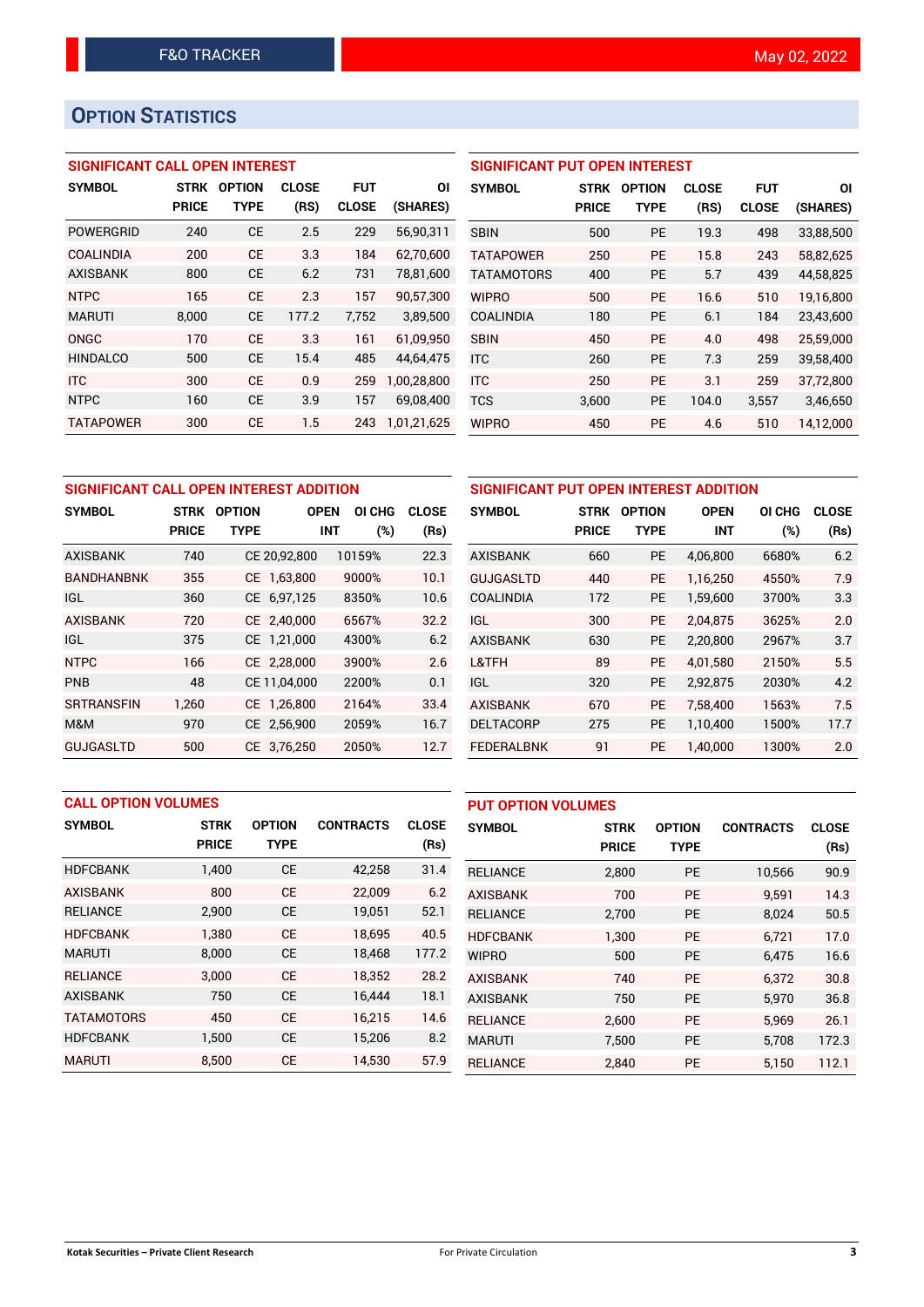F&O TRACKER

May 02, 2022

## Option Statistics

### SIGNIFICANT CALL OPEN INTEREST

| SYMBOL | STRK PRICE | OPTION TYPE | CLOSE (RS) | FUT CLOSE | OI (SHARES) |
|---|---|---|---|---|---|
| POWERGRID | 240 | CE | 2.5 | 229 | 56,90,311 |
| COALINDIA | 200 | CE | 3.3 | 184 | 62,70,600 |
| AXISBANK | 800 | CE | 6.2 | 731 | 78,81,600 |
| NTPC | 165 | CE | 2.3 | 157 | 90,57,300 |
| MARUTI | 8,000 | CE | 177.2 | 7,752 | 3,89,500 |
| ONGC | 170 | CE | 3.3 | 161 | 61,09,950 |
| HINDALCO | 500 | CE | 15.4 | 485 | 44,64,475 |
| ITC | 300 | CE | 0.9 | 259 | 1,00,28,800 |
| NTPC | 160 | CE | 3.9 | 157 | 69,08,400 |
| TATAPOWER | 300 | CE | 1.5 | 243 | 1,01,21,625 |

### SIGNIFICANT PUT OPEN INTEREST

| SYMBOL | STRK PRICE | OPTION TYPE | CLOSE (RS) | FUT CLOSE | OI (SHARES) |
|---|---|---|---|---|---|
| SBIN | 500 | PE | 19.3 | 498 | 33,88,500 |
| TATAPOWER | 250 | PE | 15.8 | 243 | 58,82,625 |
| TATAMOTORS | 400 | PE | 5.7 | 439 | 44,58,825 |
| WIPRO | 500 | PE | 16.6 | 510 | 19,16,800 |
| COALINDIA | 180 | PE | 6.1 | 184 | 23,43,600 |
| SBIN | 450 | PE | 4.0 | 498 | 25,59,000 |
| ITC | 260 | PE | 7.3 | 259 | 39,58,400 |
| ITC | 250 | PE | 3.1 | 259 | 37,72,800 |
| TCS | 3,600 | PE | 104.0 | 3,557 | 3,46,650 |
| WIPRO | 450 | PE | 4.6 | 510 | 14,12,000 |

### SIGNIFICANT CALL OPEN INTEREST ADDITION

| SYMBOL | STRK PRICE | OPTION TYPE | OPEN INT | OI CHG (%) | CLOSE (Rs) |
|---|---|---|---|---|---|
| AXISBANK | 740 | CE | 20,92,800 | 10159% | 22.3 |
| BANDHANBNK | 355 | CE | 1,63,800 | 9000% | 10.1 |
| IGL | 360 | CE | 6,97,125 | 8350% | 10.6 |
| AXISBANK | 720 | CE | 2,40,000 | 6567% | 32.2 |
| IGL | 375 | CE | 1,21,000 | 4300% | 6.2 |
| NTPC | 166 | CE | 2,28,000 | 3900% | 2.6 |
| PNB | 48 | CE | 11,04,000 | 2200% | 0.1 |
| SRTRANSFIN | 1,260 | CE | 1,26,800 | 2164% | 33.4 |
| M&M | 970 | CE | 2,56,900 | 2059% | 16.7 |
| GUJGASLTD | 500 | CE | 3,76,250 | 2050% | 12.7 |

### SIGNIFICANT PUT OPEN INTEREST ADDITION

| SYMBOL | STRK PRICE | OPTION TYPE | OPEN INT | OI CHG (%) | CLOSE (Rs) |
|---|---|---|---|---|---|
| AXISBANK | 660 | PE | 4,06,800 | 6680% | 6.2 |
| GUJGASLTD | 440 | PE | 1,16,250 | 4550% | 7.9 |
| COALINDIA | 172 | PE | 1,59,600 | 3700% | 3.3 |
| IGL | 300 | PE | 2,04,875 | 3625% | 2.0 |
| AXISBANK | 630 | PE | 2,20,800 | 2967% | 3.7 |
| L&TFH | 89 | PE | 4,01,580 | 2150% | 5.5 |
| IGL | 320 | PE | 2,92,875 | 2030% | 4.2 |
| AXISBANK | 670 | PE | 7,58,400 | 1563% | 7.5 |
| DELTACORP | 275 | PE | 1,10,400 | 1500% | 17.7 |
| FEDERALBNK | 91 | PE | 1,40,000 | 1300% | 2.0 |

### CALL OPTION VOLUMES

| SYMBOL | STRK PRICE | OPTION TYPE | CONTRACTS | CLOSE (Rs) |
|---|---|---|---|---|
| HDFCBANK | 1,400 | CE | 42,258 | 31.4 |
| AXISBANK | 800 | CE | 22,009 | 6.2 |
| RELIANCE | 2,900 | CE | 19,051 | 52.1 |
| HDFCBANK | 1,380 | CE | 18,695 | 40.5 |
| MARUTI | 8,000 | CE | 18,468 | 177.2 |
| RELIANCE | 3,000 | CE | 18,352 | 28.2 |
| AXISBANK | 750 | CE | 16,444 | 18.1 |
| TATAMOTORS | 450 | CE | 16,215 | 14.6 |
| HDFCBANK | 1,500 | CE | 15,206 | 8.2 |
| MARUTI | 8,500 | CE | 14,530 | 57.9 |

### PUT OPTION VOLUMES

| SYMBOL | STRK PRICE | OPTION TYPE | CONTRACTS | CLOSE (Rs) |
|---|---|---|---|---|
| RELIANCE | 2,800 | PE | 10,566 | 90.9 |
| AXISBANK | 700 | PE | 9,591 | 14.3 |
| RELIANCE | 2,700 | PE | 8,024 | 50.5 |
| HDFCBANK | 1,300 | PE | 6,721 | 17.0 |
| WIPRO | 500 | PE | 6,475 | 16.6 |
| AXISBANK | 740 | PE | 6,372 | 30.8 |
| AXISBANK | 750 | PE | 5,970 | 36.8 |
| RELIANCE | 2,600 | PE | 5,969 | 26.1 |
| MARUTI | 7,500 | PE | 5,708 | 172.3 |
| RELIANCE | 2,840 | PE | 5,150 | 112.1 |

Kotak Securities – Private Client Research

For Private Circulation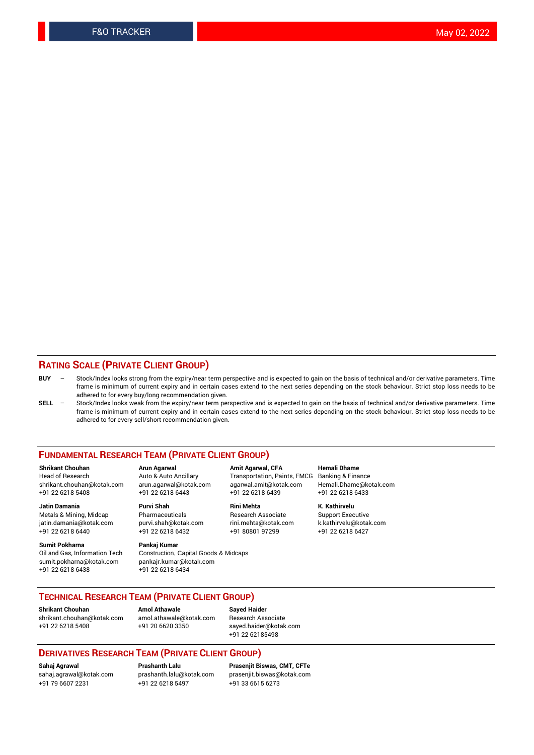## RATING SCALE (PRIVATE CLIENT GROUP)

**BUY** – Stock/Index looks strong from the expiry/near term perspective and is expected to gain on the basis of technical and/or derivative parameters. Time frame is minimum of current expiry and in certain cases extend to the next series depending on the stock behaviour. Strict stop loss needs to be adhered to for every buy/long recommendation given.

**SELL** – Stock/Index looks weak from the expiry/near term perspective and is expected to gain on the basis of technical and/or derivative parameters. Time frame is minimum of current expiry and in certain cases extend to the next series depending on the stock behaviour. Strict stop loss needs to be adhered to for every sell/short recommendation given.

## FUNDAMENTAL RESEARCH TEAM (PRIVATE CLIENT GROUP)

**Shrikant Chouhan**
Head of Research
shrikant.chouhan@kotak.com
+91 22 6218 5408

**Arun Agarwal**
Auto & Auto Ancillary
arun.agarwal@kotak.com
+91 22 6218 6443

**Amit Agarwal, CFA**
Transportation, Paints, FMCG
agarwal.amit@kotak.com
+91 22 6218 6439

**Hemali Dhame**
Banking & Finance
Hemali.Dhame@kotak.com
+91 22 6218 6433

**Jatin Damania**
Metals & Mining, Midcap
jatin.damania@kotak.com
+91 22 6218 6440

**Purvi Shah**
Pharmaceuticals
purvi.shah@kotak.com
+91 22 6218 6432

**Rini Mehta**
Research Associate
rini.mehta@kotak.com
+91 80801 97299

**K. Kathirvelu**
Support Executive
k.kathirvelu@kotak.com
+91 22 6218 6427

**Sumit Pokharna**
Oil and Gas, Information Tech
sumit.pokharna@kotak.com
+91 22 6218 6438

**Pankaj Kumar**
Construction, Capital Goods & Midcaps
pankajr.kumar@kotak.com
+91 22 6218 6434

## TECHNICAL RESEARCH TEAM (PRIVATE CLIENT GROUP)

**Shrikant Chouhan**
shrikant.chouhan@kotak.com
+91 22 6218 5408

**Amol Athawale**
amol.athawale@kotak.com
+91 20 6620 3350

**Sayed Haider**
Research Associate
sayed.haider@kotak.com
+91 22 62185498

## DERIVATIVES RESEARCH TEAM (PRIVATE CLIENT GROUP)

**Sahaj Agrawal**
sahaj.agrawal@kotak.com
+91 79 6607 2231

**Prashanth Lalu**
prashanth.lalu@kotak.com
+91 22 6218 5497

**Prasenjit Biswas, CMT, CFTe**
prasenjit.biswas@kotak.com
+91 33 6615 6273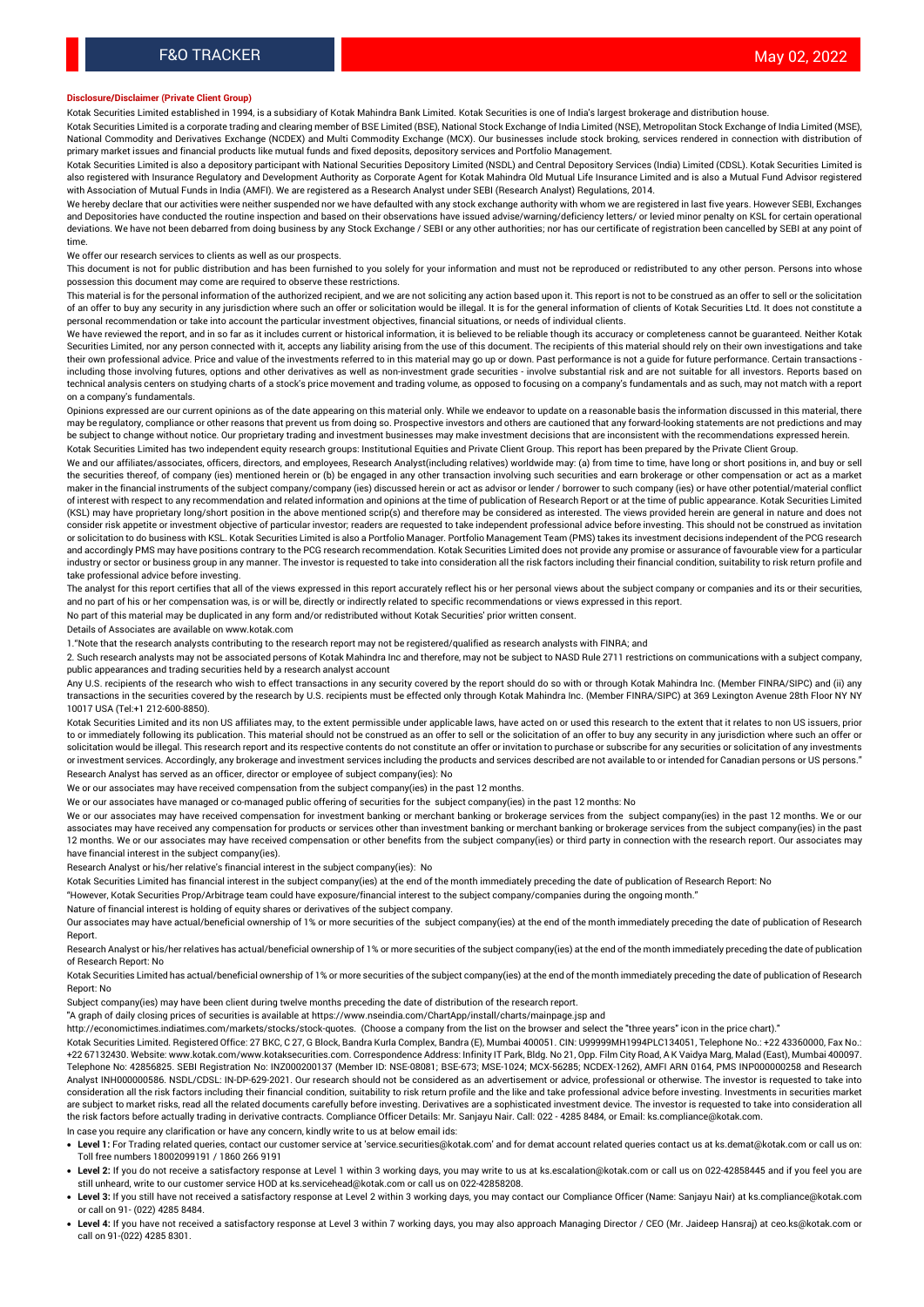**Disclosure/Disclaimer (Private Client Group)**

Kotak Securities Limited established in 1994, is a subsidiary of Kotak Mahindra Bank Limited. Kotak Securities is one of India's largest brokerage and distribution house.

Kotak Securities Limited is a corporate trading and clearing member of BSE Limited (BSE), National Stock Exchange of India Limited (NSE), Metropolitan Stock Exchange of India Limited (MSE), National Commodity and Derivatives Exchange (NCDEX) and Multi Commodity Exchange (MCX). Our businesses include stock broking, services rendered in connection with distribution of primary market issues and financial products like mutual funds and fixed deposits, depository services and Portfolio Management.

Kotak Securities Limited is also a depository participant with National Securities Depository Limited (NSDL) and Central Depository Services (India) Limited (CDSL). Kotak Securities Limited is also registered with Insurance Regulatory and Development Authority as Corporate Agent for Kotak Mahindra Old Mutual Life Insurance Limited and is also a Mutual Fund Advisor registered with Association of Mutual Funds in India (AMFI). We are registered as a Research Analyst under SEBI (Research Analyst) Regulations, 2014.

We hereby declare that our activities were neither suspended nor we have defaulted with any stock exchange authority with whom we are registered in last five years. However SEBI, Exchanges and Depositories have conducted the routine inspection and based on their observations have issued advise/warning/deficiency letters/ or levied minor penalty on KSL for certain operational deviations. We have not been debarred from doing business by any Stock Exchange / SEBI or any other authorities; nor has our certificate of registration been cancelled by SEBI at any point of time.

We offer our research services to clients as well as our prospects.

This document is not for public distribution and has been furnished to you solely for your information and must not be reproduced or redistributed to any other person. Persons into whose possession this document may come are required to observe these restrictions.

This material is for the personal information of the authorized recipient, and we are not soliciting any action based upon it. This report is not to be construed as an offer to sell or the solicitation of an offer to buy any security in any jurisdiction where such an offer or solicitation would be illegal. It is for the general information of clients of Kotak Securities Ltd. It does not constitute a personal recommendation or take into account the particular investment objectives, financial situations, or needs of individual clients.

We have reviewed the report, and in so far as it includes current or historical information, it is believed to be reliable though its accuracy or completeness cannot be guaranteed. Neither Kotak Securities Limited, nor any person connected with it, accepts any liability arising from the use of this document. The recipients of this material should rely on their own investigations and take their own professional advice. Price and value of the investments referred to in this material may go up or down. Past performance is not a guide for future performance. Certain transactions - including those involving futures, options and other derivatives as well as non-investment grade securities - involve substantial risk and are not suitable for all investors. Reports based on technical analysis centers on studying charts of a stock's price movement and trading volume, as opposed to focusing on a company's fundamentals and as such, may not match with a report on a company's fundamentals.

Opinions expressed are our current opinions as of the date appearing on this material only. While we endeavor to update on a reasonable basis the information discussed in this material, there may be regulatory, compliance or other reasons that prevent us from doing so. Prospective investors and others are cautioned that any forward-looking statements are not predictions and may be subject to change without notice. Our proprietary trading and investment businesses may make investment decisions that are inconsistent with the recommendations expressed herein.

Kotak Securities Limited has two independent equity research groups: Institutional Equities and Private Client Group. This report has been prepared by the Private Client Group.

We and our affiliates/associates, officers, directors, and employees, Research Analyst(including relatives) worldwide may: (a) from time to time, have long or short positions in, and buy or sell the securities thereof, of company (ies) mentioned herein or (b) be engaged in any other transaction involving such securities and earn brokerage or other compensation or act as a market maker in the financial instruments of the subject company/company (ies) discussed herein or act as advisor or lender / borrower to such company (ies) or have other potential/material conflict of interest with respect to any recommendation and related information and opinions at the time of publication of Research Report or at the time of public appearance. Kotak Securities Limited (KSL) may have proprietary long/short position in the above mentioned scrip(s) and therefore may be considered as interested. The views provided herein are general in nature and does not consider risk appetite or investment objective of particular investor; readers are requested to take independent professional advice before investing. This should not be construed as invitation or solicitation to do business with KSL. Kotak Securities Limited is also a Portfolio Manager. Portfolio Management Team (PMS) takes its investment decisions independent of the PCG research and accordingly PMS may have positions contrary to the PCG research recommendation. Kotak Securities Limited does not provide any promise or assurance of favourable view for a particular industry or sector or business group in any manner. The investor is requested to take into consideration all the risk factors including their financial condition, suitability to risk return profile and take professional advice before investing.

The analyst for this report certifies that all of the views expressed in this report accurately reflect his or her personal views about the subject company or companies and its or their securities, and no part of his or her compensation was, is or will be, directly or indirectly related to specific recommendations or views expressed in this report.

No part of this material may be duplicated in any form and/or redistributed without Kotak Securities' prior written consent.

Details of Associates are available on www.kotak.com

1."Note that the research analysts contributing to the research report may not be registered/qualified as research analysts with FINRA; and

2. Such research analysts may not be associated persons of Kotak Mahindra Inc and therefore, may not be subject to NASD Rule 2711 restrictions on communications with a subject company, public appearances and trading securities held by a research analyst account

Any U.S. recipients of the research who wish to effect transactions in any security covered by the report should do so with or through Kotak Mahindra Inc. (Member FINRA/SIPC) and (ii) any transactions in the securities covered by the research by U.S. recipients must be effected only through Kotak Mahindra Inc. (Member FINRA/SIPC) at 369 Lexington Avenue 28th Floor NY NY 10017 USA (Tel:+1 212-600-8850).

Kotak Securities Limited and its non US affiliates may, to the extent permissible under applicable laws, have acted on or used this research to the extent that it relates to non US issuers, prior to or immediately following its publication. This material should not be construed as an offer to sell or the solicitation of an offer to buy any security in any jurisdiction where such an offer or solicitation would be illegal. This research report and its respective contents do not constitute an offer or invitation to purchase or subscribe for any securities or solicitation of any investments or investment services. Accordingly, any brokerage and investment services including the products and services described are not available to or intended for Canadian persons or US persons."

Research Analyst has served as an officer, director or employee of subject company(ies): No

We or our associates may have received compensation from the subject company(ies) in the past 12 months.

We or our associates have managed or co-managed public offering of securities for the subject company(ies) in the past 12 months: No

We or our associates may have received compensation for investment banking or merchant banking or brokerage services from the subject company(ies) in the past 12 months. We or our associates may have received any compensation for products or services other than investment banking or merchant banking or brokerage services from the subject company(ies) in the past 12 months. We or our associates may have received compensation or other benefits from the subject company(ies) or third party in connection with the research report. Our associates may have financial interest in the subject company(ies).

Research Analyst or his/her relative's financial interest in the subject company(ies): No

Kotak Securities Limited has financial interest in the subject company(ies) at the end of the month immediately preceding the date of publication of Research Report: No

"However, Kotak Securities Prop/Arbitrage team could have exposure/financial interest to the subject company/companies during the ongoing month."

Nature of financial interest is holding of equity shares or derivatives of the subject company.

Our associates may have actual/beneficial ownership of 1% or more securities of the subject company(ies) at the end of the month immediately preceding the date of publication of Research Report.

Research Analyst or his/her relatives has actual/beneficial ownership of 1% or more securities of the subject company(ies) at the end of the month immediately preceding the date of publication of Research Report: No

Kotak Securities Limited has actual/beneficial ownership of 1% or more securities of the subject company(ies) at the end of the month immediately preceding the date of publication of Research Report: No

Subject company(ies) may have been client during twelve months preceding the date of distribution of the research report.

"A graph of daily closing prices of securities is available at https://www.nseindia.com/ChartApp/install/charts/mainpage.jsp and

http://economictimes.indiatimes.com/markets/stocks/stock-quotes. (Choose a company from the list on the browser and select the "three years" icon in the price chart)."

Kotak Securities Limited. Registered Office: 27 BKC, C 27, G Block, Bandra Kurla Complex, Bandra (E), Mumbai 400051. CIN: U99999MH1994PLC134051, Telephone No.: +22 43360000, Fax No.: +22 67132430. Website: www.kotak.com/www.kotaksecurities.com. Correspondence Address: Infinity IT Park, Bldg. No 21, Opp. Film City Road, A K Vaidya Marg, Malad (East), Mumbai 400097. Telephone No: 42856825. SEBI Registration No: INZ000200137 (Member ID: NSE-08081; BSE-673; MSE-1024; MCX-56285; NCDEX-1262), AMFI ARN 0164, PMS INP000000258 and Research Analyst INH000000586. NSDL/CDSL: IN-DP-629-2021. Our research should not be considered as an advertisement or advice, professional or otherwise. The investor is requested to take into consideration all the risk factors including their financial condition, suitability to risk return profile and the like and take professional advice before investing. Investments in securities market are subject to market risks, read all the related documents carefully before investing. Derivatives are a sophisticated investment device. The investor is requested to take into consideration all the risk factors before actually trading in derivative contracts. Compliance Officer Details: Mr. Sanjayu Nair. Call: 022 - 4285 8484, or Email: ks.compliance@kotak.com.

In case you require any clarification or have any concern, kindly write to us at below email ids:

- **Level 1:** For Trading related queries, contact our customer service at 'service.securities@kotak.com' and for demat account related queries contact us at ks.demat@kotak.com or call us on: Toll free numbers 18002099191 / 1860 266 9191
- **Level 2:** If you do not receive a satisfactory response at Level 1 within 3 working days, you may write to us at ks.escalation@kotak.com or call us on 022-42858445 and if you feel you are still unheard, write to our customer service HOD at ks.servicehead@kotak.com or call us on 022-42858208.
- **Level 3:** If you still have not received a satisfactory response at Level 2 within 3 working days, you may contact our Compliance Officer (Name: Sanjayu Nair) at ks.compliance@kotak.com or call on 91- (022) 4285 8484.
- **Level 4:** If you have not received a satisfactory response at Level 3 within 7 working days, you may also approach Managing Director / CEO (Mr. Jaideep Hansraj) at ceo.ks@kotak.com or call on 91-(022) 4285 8301.